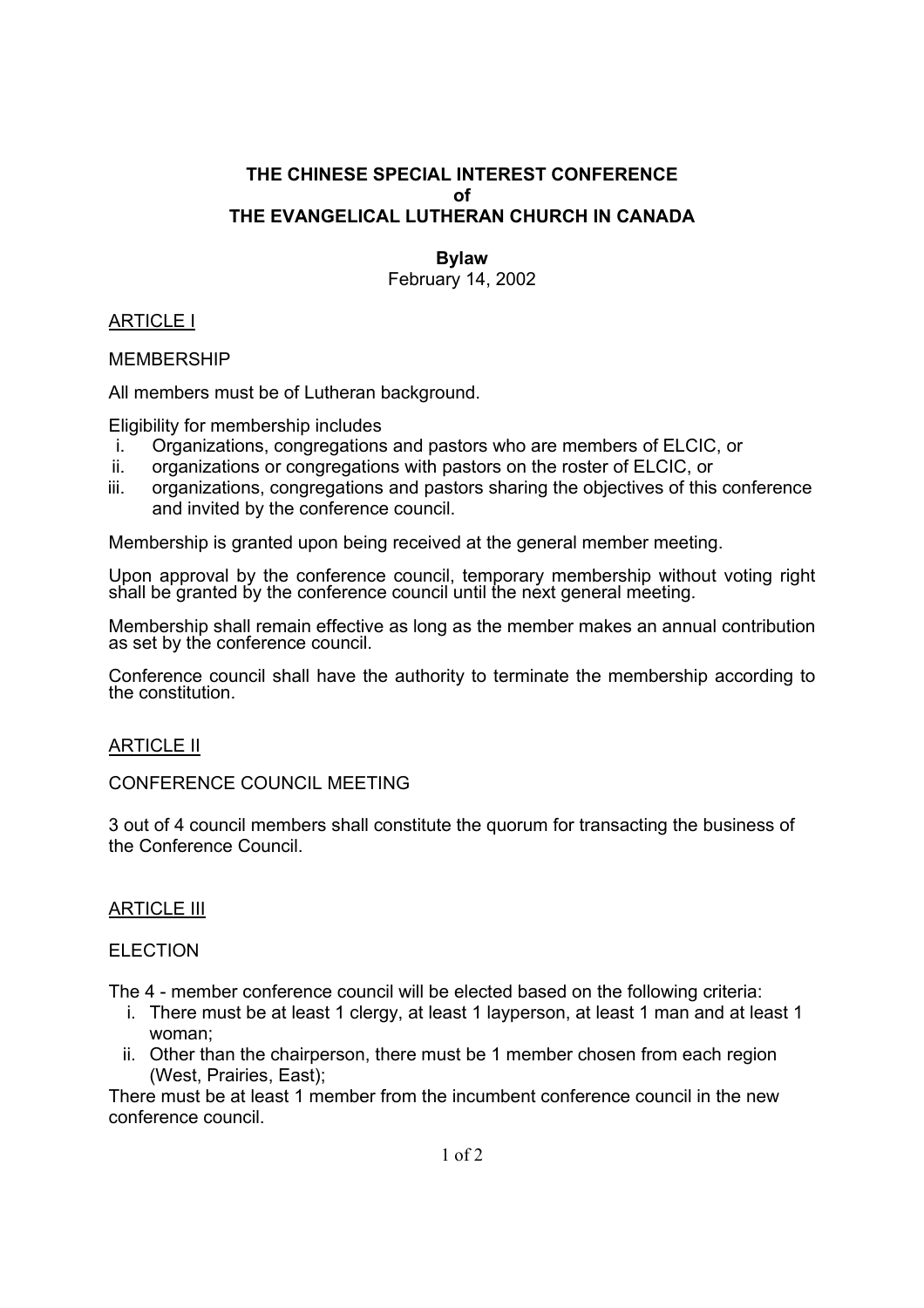# THE CHINESE SPECIAL INTEREST CONFERENCE
# of
# THE EVANGELICAL LUTHERAN CHURCH IN CANADA

## Bylaw

February 14, 2002

## ARTICLE I

MEMBERSHIP

All members must be of Lutheran background.

Eligibility for membership includes

i. Organizations, congregations and pastors who are members of ELCIC, or
ii. organizations or congregations with pastors on the roster of ELCIC, or
iii. organizations, congregations and pastors sharing the objectives of this conference and invited by the conference council.

Membership is granted upon being received at the general member meeting.

Upon approval by the conference council, temporary membership without voting right shall be granted by the conference council until the next general meeting.

Membership shall remain effective as long as the member makes an annual contribution as set by the conference council.

Conference council shall have the authority to terminate the membership according to the constitution.

## ARTICLE II

CONFERENCE COUNCIL MEETING

3 out of 4 council members shall constitute the quorum for transacting the business of the Conference Council.

## ARTICLE III

ELECTION

The 4 - member conference council will be elected based on the following criteria:

i. There must be at least 1 clergy, at least 1 layperson, at least 1 man and at least 1 woman;
ii. Other than the chairperson, there must be 1 member chosen from each region (West, Prairies, East);

There must be at least 1 member from the incumbent conference council in the new conference council.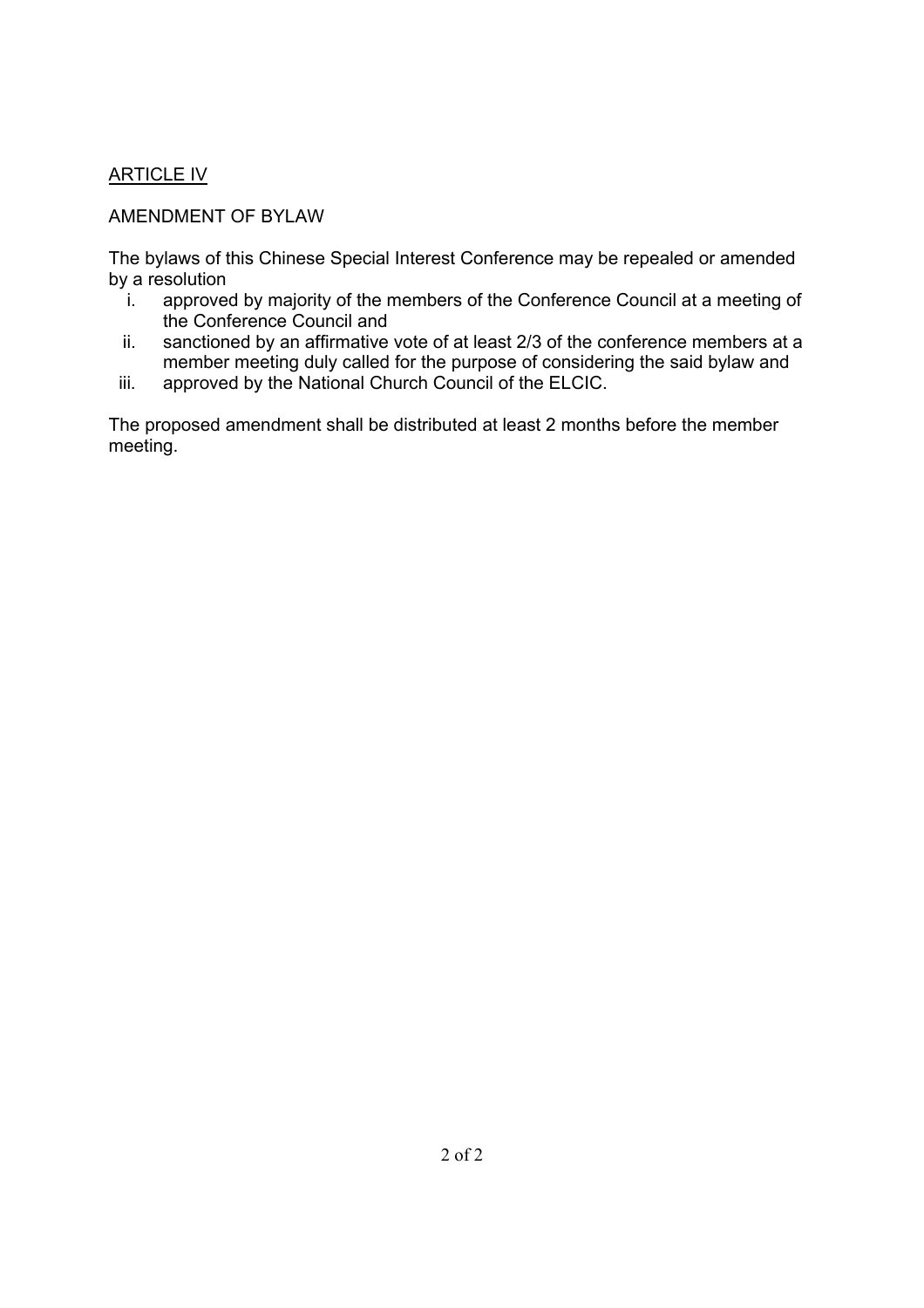## ARTICLE IV

AMENDMENT OF BYLAW

The bylaws of this Chinese Special Interest Conference may be repealed or amended by a resolution

i. approved by majority of the members of the Conference Council at a meeting of the Conference Council and
ii. sanctioned by an affirmative vote of at least 2/3 of the conference members at a member meeting duly called for the purpose of considering the said bylaw and
iii. approved by the National Church Council of the ELCIC.

The proposed amendment shall be distributed at least 2 months before the member meeting.